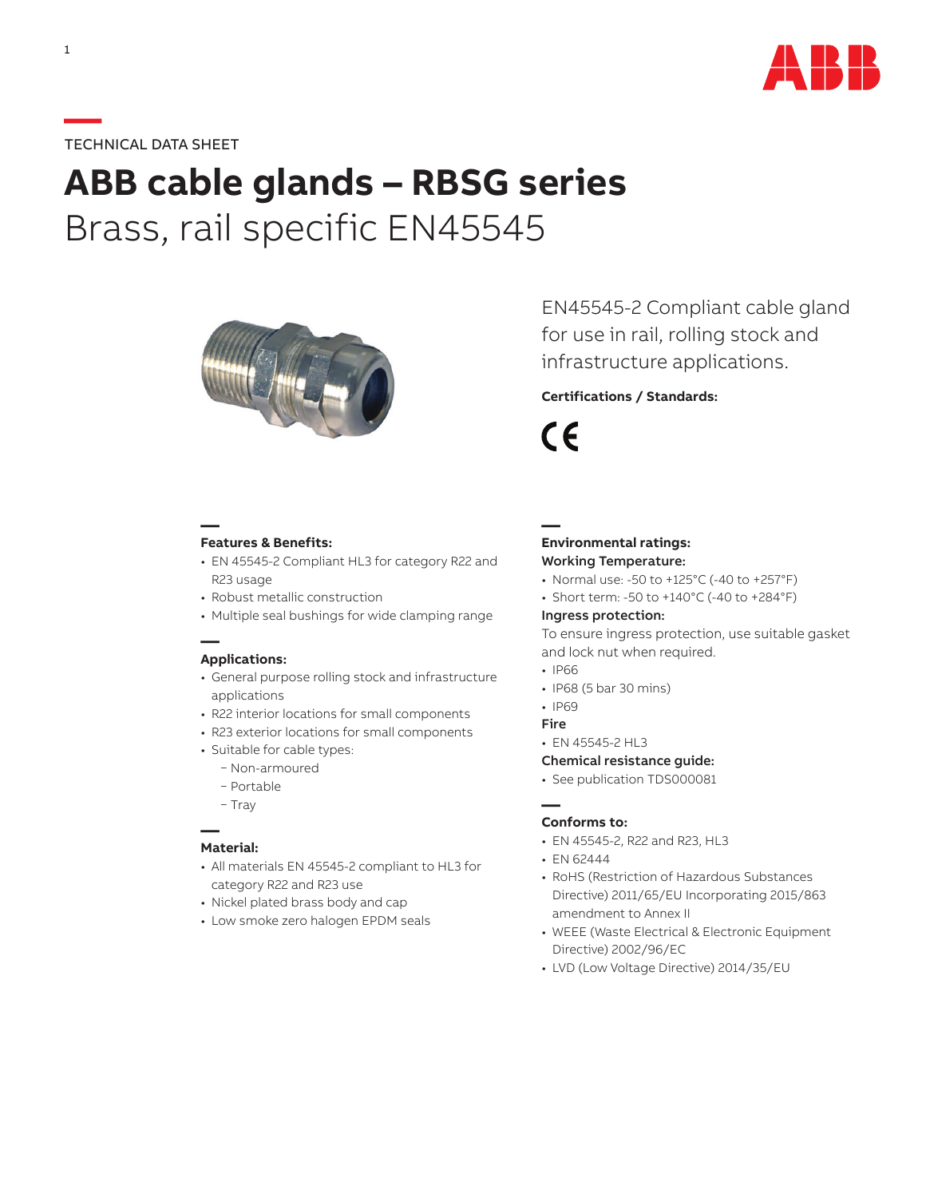TECHNICAL DATA SHEET

# ABB cable glands – RBSG series

## Brass, rail specific EN45545

EN45545-2 Compliant cable gland for use in rail, rolling stock and infrastructure applications.

**Certifications / Standards:**

CE

**Features & Benefits:**

- EN 45545-2 Compliant HL3 for category R22 and R23 usage
- Robust metallic construction
- Multiple seal bushings for wide clamping range

**Applications:**

- General purpose rolling stock and infrastructure applications
- R22 interior locations for small components
- R23 exterior locations for small components
- Suitable for cable types:
  - Non-armoured
  - Portable
  - Tray

**Material:**

- All materials EN 45545-2 compliant to HL3 for category R22 and R23 use
- Nickel plated brass body and cap
- Low smoke zero halogen EPDM seals

**Environmental ratings:**

**Working Temperature:**

- Normal use: -50 to +125°C (-40 to +257°F)
- Short term: -50 to +140°C (-40 to +284°F)

**Ingress protection:**

To ensure ingress protection, use suitable gasket and lock nut when required.

- IP66
- IP68 (5 bar 30 mins)
- IP69

**Fire**

- EN 45545-2 HL3

**Chemical resistance guide:**

- See publication TDS000081

**Conforms to:**

- EN 45545-2, R22 and R23, HL3
- EN 62444
- RoHS (Restriction of Hazardous Substances Directive) 2011/65/EU Incorporating 2015/863 amendment to Annex II
- WEEE (Waste Electrical & Electronic Equipment Directive) 2002/96/EC
- LVD (Low Voltage Directive) 2014/35/EU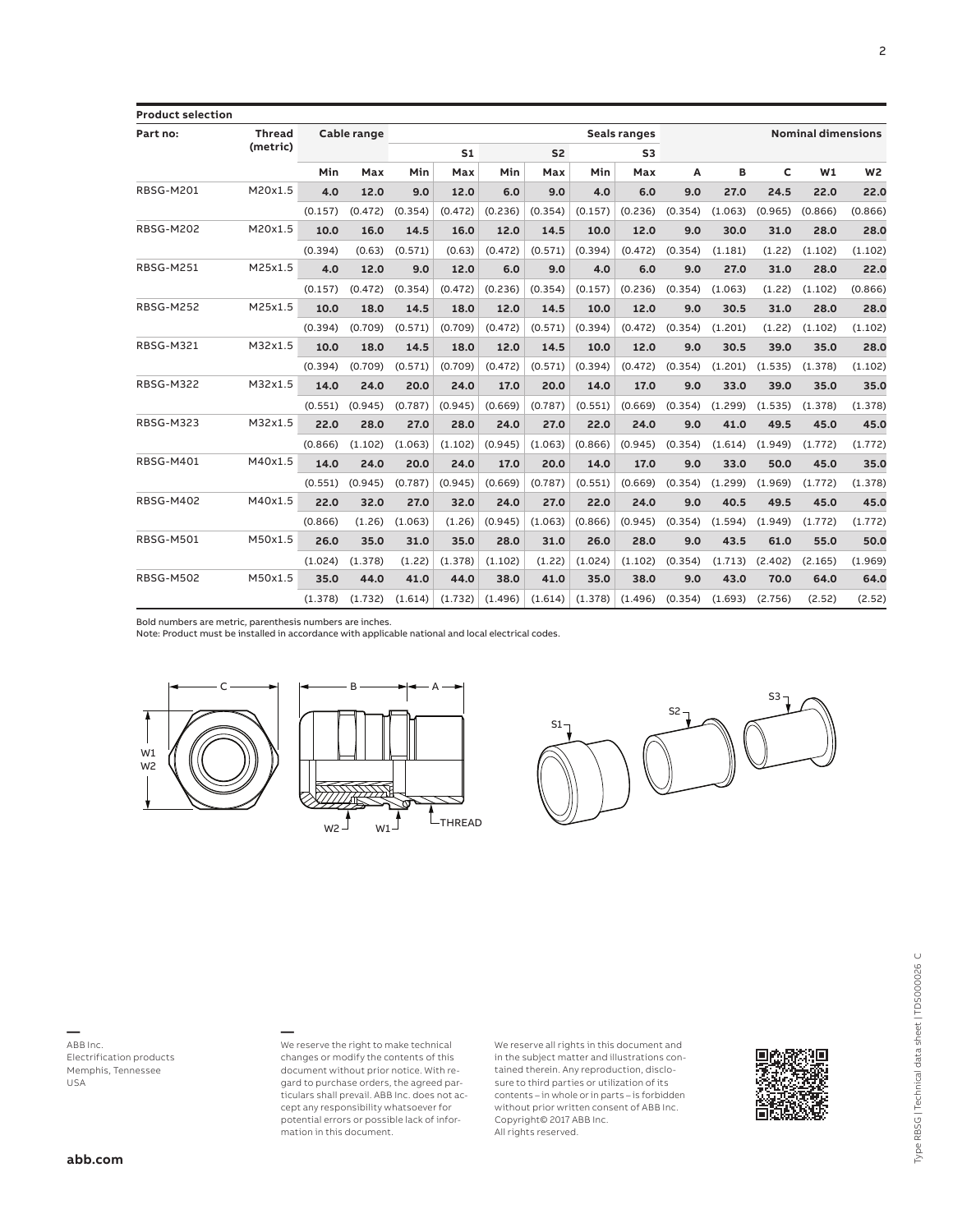**Product selection**

| Part no: | Thread (metric) | Cable range | | Seals ranges | | | | | | Nominal dimensions | | | | |
|---|---|---|---|---|---|---|---|---|---|---|---|---|---|---|
| | | | | S1 | | S2 | | S3 | | | | | | |
| | | Min | Max | Min | Max | Min | Max | Min | Max | A | B | C | W1 | W2 |
| RBSG-M201 | M20x1.5 | **4.0** | **12.0** | **9.0** | **12.0** | **6.0** | **9.0** | **4.0** | **6.0** | **9.0** | **27.0** | **24.5** | **22.0** | **22.0** |
| | | (0.157) | (0.472) | (0.354) | (0.472) | (0.236) | (0.354) | (0.157) | (0.236) | (0.354) | (1.063) | (0.965) | (0.866) | (0.866) |
| RBSG-M202 | M20x1.5 | **10.0** | **16.0** | **14.5** | **16.0** | **12.0** | **14.5** | **10.0** | **12.0** | **9.0** | **30.0** | **31.0** | **28.0** | **28.0** |
| | | (0.394) | (0.63) | (0.571) | (0.63) | (0.472) | (0.571) | (0.394) | (0.472) | (0.354) | (1.181) | (1.22) | (1.102) | (1.102) |
| RBSG-M251 | M25x1.5 | **4.0** | **12.0** | **9.0** | **12.0** | **6.0** | **9.0** | **4.0** | **6.0** | **9.0** | **27.0** | **31.0** | **28.0** | **22.0** |
| | | (0.157) | (0.472) | (0.354) | (0.472) | (0.236) | (0.354) | (0.157) | (0.236) | (0.354) | (1.063) | (1.22) | (1.102) | (0.866) |
| RBSG-M252 | M25x1.5 | **10.0** | **18.0** | **14.5** | **18.0** | **12.0** | **14.5** | **10.0** | **12.0** | **9.0** | **30.5** | **31.0** | **28.0** | **28.0** |
| | | (0.394) | (0.709) | (0.571) | (0.709) | (0.472) | (0.571) | (0.394) | (0.472) | (0.354) | (1.201) | (1.22) | (1.102) | (1.102) |
| RBSG-M321 | M32x1.5 | **10.0** | **18.0** | **14.5** | **18.0** | **12.0** | **14.5** | **10.0** | **12.0** | **9.0** | **30.5** | **39.0** | **35.0** | **28.0** |
| | | (0.394) | (0.709) | (0.571) | (0.709) | (0.472) | (0.571) | (0.394) | (0.472) | (0.354) | (1.201) | (1.535) | (1.378) | (1.102) |
| RBSG-M322 | M32x1.5 | **14.0** | **24.0** | **20.0** | **24.0** | **17.0** | **20.0** | **14.0** | **17.0** | **9.0** | **33.0** | **39.0** | **35.0** | **35.0** |
| | | (0.551) | (0.945) | (0.787) | (0.945) | (0.669) | (0.787) | (0.551) | (0.669) | (0.354) | (1.299) | (1.535) | (1.378) | (1.378) |
| RBSG-M323 | M32x1.5 | **22.0** | **28.0** | **27.0** | **28.0** | **24.0** | **27.0** | **22.0** | **24.0** | **9.0** | **41.0** | **49.5** | **45.0** | **45.0** |
| | | (0.866) | (1.102) | (1.063) | (1.102) | (0.945) | (1.063) | (0.866) | (0.945) | (0.354) | (1.614) | (1.949) | (1.772) | (1.772) |
| RBSG-M401 | M40x1.5 | **14.0** | **24.0** | **20.0** | **24.0** | **17.0** | **20.0** | **14.0** | **17.0** | **9.0** | **33.0** | **50.0** | **45.0** | **35.0** |
| | | (0.551) | (0.945) | (0.787) | (0.945) | (0.669) | (0.787) | (0.551) | (0.669) | (0.354) | (1.299) | (1.969) | (1.772) | (1.378) |
| RBSG-M402 | M40x1.5 | **22.0** | **32.0** | **27.0** | **32.0** | **24.0** | **27.0** | **22.0** | **24.0** | **9.0** | **40.5** | **49.5** | **45.0** | **45.0** |
| | | (0.866) | (1.26) | (1.063) | (1.26) | (0.945) | (1.063) | (0.866) | (0.945) | (0.354) | (1.594) | (1.949) | (1.772) | (1.772) |
| RBSG-M501 | M50x1.5 | **26.0** | **35.0** | **31.0** | **35.0** | **28.0** | **31.0** | **26.0** | **28.0** | **9.0** | **43.5** | **61.0** | **55.0** | **50.0** |
| | | (1.024) | (1.378) | (1.22) | (1.378) | (1.102) | (1.22) | (1.024) | (1.102) | (0.354) | (1.713) | (2.402) | (2.165) | (1.969) |
| RBSG-M502 | M50x1.5 | **35.0** | **44.0** | **41.0** | **44.0** | **38.0** | **41.0** | **35.0** | **38.0** | **9.0** | **43.0** | **70.0** | **64.0** | **64.0** |
| | | (1.378) | (1.732) | (1.614) | (1.732) | (1.496) | (1.614) | (1.378) | (1.496) | (0.354) | (1.693) | (2.756) | (2.52) | (2.52) |

Bold numbers are metric, parenthesis numbers are inches.
Note: Product must be installed in accordance with applicable national and local electrical codes.

C
B
A
W1
W2
W2
W1
THREAD
S1
S2
S3

ABB Inc.
Electrification products
Memphis, Tennessee
USA

We reserve the right to make technical changes or modify the contents of this document without prior notice. With regard to purchase orders, the agreed particulars shall prevail. ABB Inc. does not accept any responsibility whatsoever for potential errors or possible lack of information in this document.

We reserve all rights in this document and in the subject matter and illustrations contained therein. Any reproduction, disclosure to third parties or utilization of its contents – in whole or in parts – is forbidden without prior written consent of ABB Inc.
Copyright© 2017 ABB Inc.
All rights reserved.

**abb.com**

Type RBSG | Technical data sheet | TD5000026 C